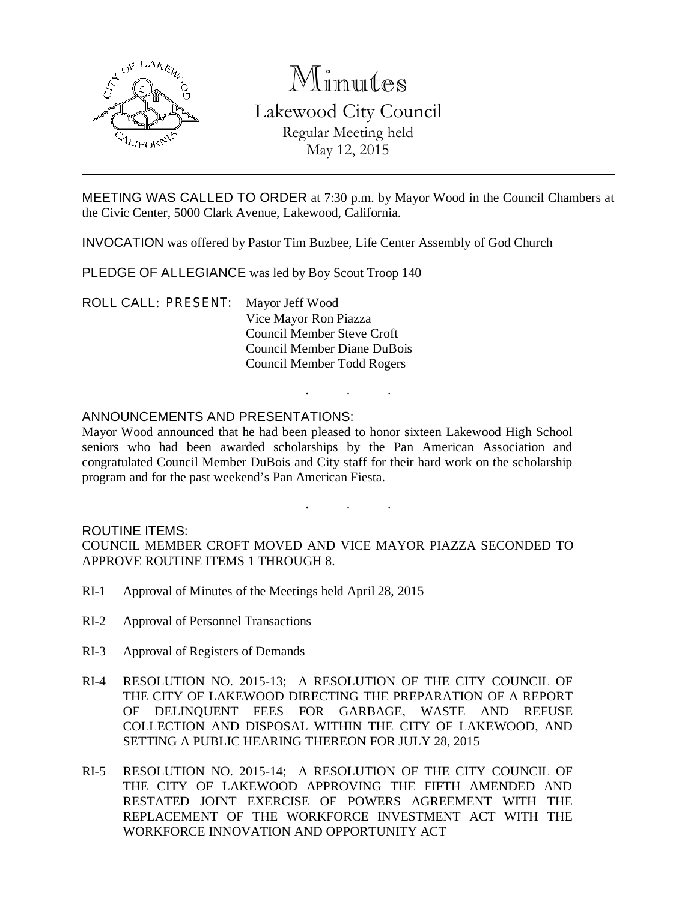# Minutes

## Lakewood City Council

Regular Meeting held
May 12, 2015

---

MEETING WAS CALLED TO ORDER at 7:30 p.m. by Mayor Wood in the Council Chambers at the Civic Center, 5000 Clark Avenue, Lakewood, California.

INVOCATION was offered by Pastor Tim Buzbee, Life Center Assembly of God Church

PLEDGE OF ALLEGIANCE was led by Boy Scout Troop 140

ROLL CALL: PRESENT: Mayor Jeff Wood
Vice Mayor Ron Piazza
Council Member Steve Croft
Council Member Diane DuBois
Council Member Todd Rogers

. . .

ANNOUNCEMENTS AND PRESENTATIONS:
Mayor Wood announced that he had been pleased to honor sixteen Lakewood High School seniors who had been awarded scholarships by the Pan American Association and congratulated Council Member DuBois and City staff for their hard work on the scholarship program and for the past weekend's Pan American Fiesta.

. . .

ROUTINE ITEMS:
COUNCIL MEMBER CROFT MOVED AND VICE MAYOR PIAZZA SECONDED TO APPROVE ROUTINE ITEMS 1 THROUGH 8.

RI-1 Approval of Minutes of the Meetings held April 28, 2015

RI-2 Approval of Personnel Transactions

RI-3 Approval of Registers of Demands

RI-4 RESOLUTION NO. 2015-13; A RESOLUTION OF THE CITY COUNCIL OF THE CITY OF LAKEWOOD DIRECTING THE PREPARATION OF A REPORT OF DELINQUENT FEES FOR GARBAGE, WASTE AND REFUSE COLLECTION AND DISPOSAL WITHIN THE CITY OF LAKEWOOD, AND SETTING A PUBLIC HEARING THEREON FOR JULY 28, 2015

RI-5 RESOLUTION NO. 2015-14; A RESOLUTION OF THE CITY COUNCIL OF THE CITY OF LAKEWOOD APPROVING THE FIFTH AMENDED AND RESTATED JOINT EXERCISE OF POWERS AGREEMENT WITH THE REPLACEMENT OF THE WORKFORCE INVESTMENT ACT WITH THE WORKFORCE INNOVATION AND OPPORTUNITY ACT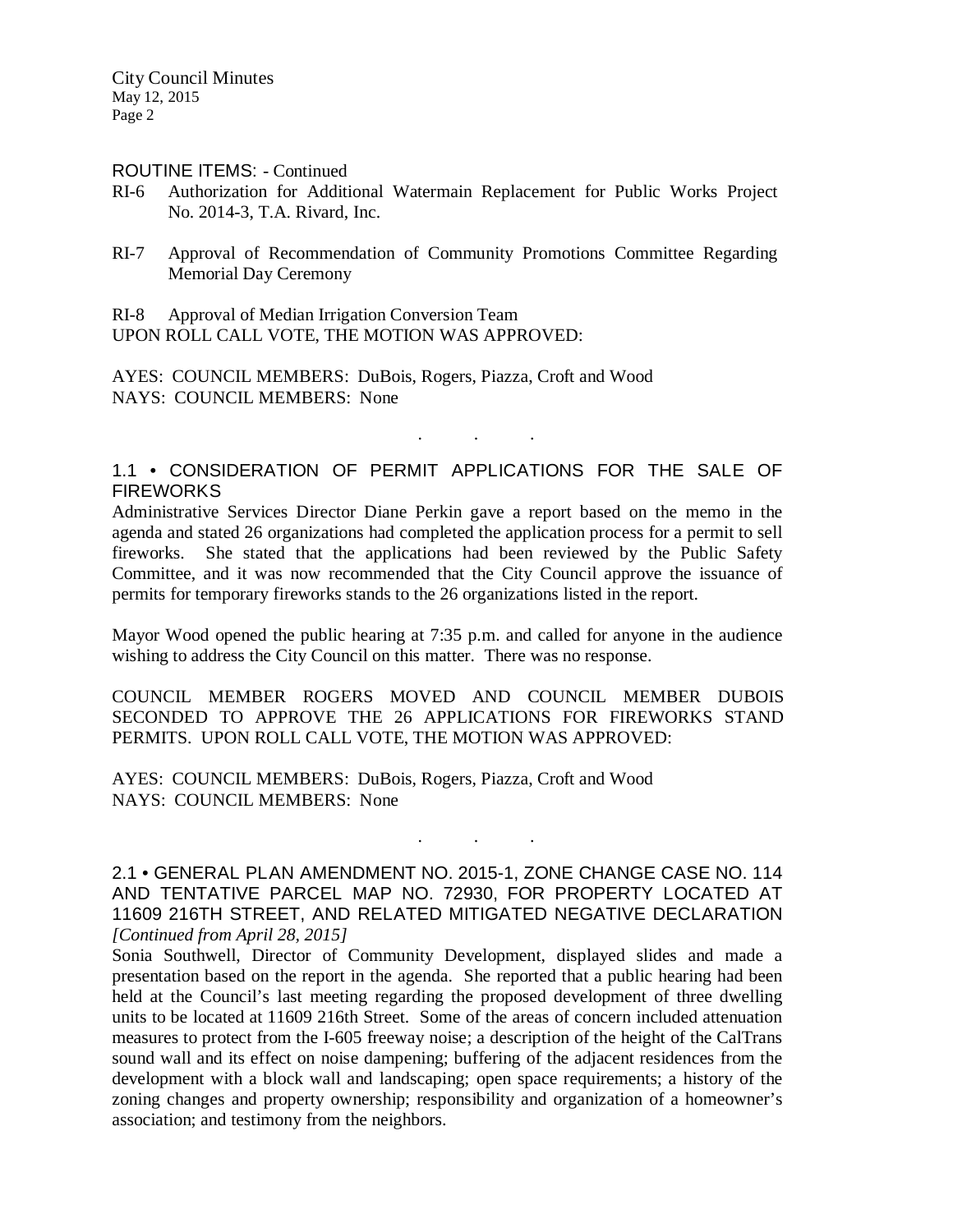ROUTINE ITEMS: - Continued

RI-6 Authorization for Additional Watermain Replacement for Public Works Project No. 2014-3, T.A. Rivard, Inc.

RI-7 Approval of Recommendation of Community Promotions Committee Regarding Memorial Day Ceremony

RI-8 Approval of Median Irrigation Conversion Team

UPON ROLL CALL VOTE, THE MOTION WAS APPROVED:

AYES: COUNCIL MEMBERS: DuBois, Rogers, Piazza, Croft and Wood
NAYS: COUNCIL MEMBERS: None

. . .

## 1.1 • CONSIDERATION OF PERMIT APPLICATIONS FOR THE SALE OF FIREWORKS

Administrative Services Director Diane Perkin gave a report based on the memo in the agenda and stated 26 organizations had completed the application process for a permit to sell fireworks. She stated that the applications had been reviewed by the Public Safety Committee, and it was now recommended that the City Council approve the issuance of permits for temporary fireworks stands to the 26 organizations listed in the report.

Mayor Wood opened the public hearing at 7:35 p.m. and called for anyone in the audience wishing to address the City Council on this matter. There was no response.

COUNCIL MEMBER ROGERS MOVED AND COUNCIL MEMBER DUBOIS SECONDED TO APPROVE THE 26 APPLICATIONS FOR FIREWORKS STAND PERMITS. UPON ROLL CALL VOTE, THE MOTION WAS APPROVED:

AYES: COUNCIL MEMBERS: DuBois, Rogers, Piazza, Croft and Wood
NAYS: COUNCIL MEMBERS: None

. . .

## 2.1 • GENERAL PLAN AMENDMENT NO. 2015-1, ZONE CHANGE CASE NO. 114 AND TENTATIVE PARCEL MAP NO. 72930, FOR PROPERTY LOCATED AT 11609 216TH STREET, AND RELATED MITIGATED NEGATIVE DECLARATION

*[Continued from April 28, 2015]*

Sonia Southwell, Director of Community Development, displayed slides and made a presentation based on the report in the agenda. She reported that a public hearing had been held at the Council's last meeting regarding the proposed development of three dwelling units to be located at 11609 216th Street. Some of the areas of concern included attenuation measures to protect from the I-605 freeway noise; a description of the height of the CalTrans sound wall and its effect on noise dampening; buffering of the adjacent residences from the development with a block wall and landscaping; open space requirements; a history of the zoning changes and property ownership; responsibility and organization of a homeowner's association; and testimony from the neighbors.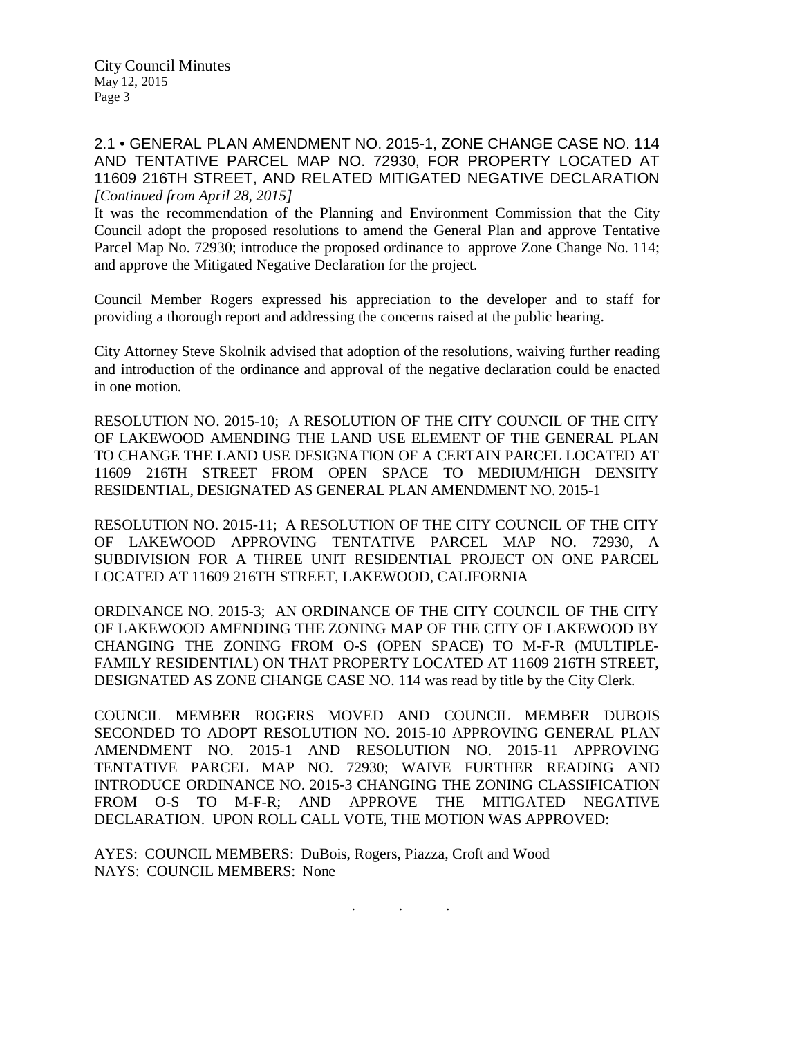## 2.1 • GENERAL PLAN AMENDMENT NO. 2015-1, ZONE CHANGE CASE NO. 114 AND TENTATIVE PARCEL MAP NO. 72930, FOR PROPERTY LOCATED AT 11609 216TH STREET, AND RELATED MITIGATED NEGATIVE DECLARATION

*[Continued from April 28, 2015]*

It was the recommendation of the Planning and Environment Commission that the City Council adopt the proposed resolutions to amend the General Plan and approve Tentative Parcel Map No. 72930; introduce the proposed ordinance to approve Zone Change No. 114; and approve the Mitigated Negative Declaration for the project.

Council Member Rogers expressed his appreciation to the developer and to staff for providing a thorough report and addressing the concerns raised at the public hearing.

City Attorney Steve Skolnik advised that adoption of the resolutions, waiving further reading and introduction of the ordinance and approval of the negative declaration could be enacted in one motion.

RESOLUTION NO. 2015-10; A RESOLUTION OF THE CITY COUNCIL OF THE CITY OF LAKEWOOD AMENDING THE LAND USE ELEMENT OF THE GENERAL PLAN TO CHANGE THE LAND USE DESIGNATION OF A CERTAIN PARCEL LOCATED AT 11609 216TH STREET FROM OPEN SPACE TO MEDIUM/HIGH DENSITY RESIDENTIAL, DESIGNATED AS GENERAL PLAN AMENDMENT NO. 2015-1

RESOLUTION NO. 2015-11; A RESOLUTION OF THE CITY COUNCIL OF THE CITY OF LAKEWOOD APPROVING TENTATIVE PARCEL MAP NO. 72930, A SUBDIVISION FOR A THREE UNIT RESIDENTIAL PROJECT ON ONE PARCEL LOCATED AT 11609 216TH STREET, LAKEWOOD, CALIFORNIA

ORDINANCE NO. 2015-3; AN ORDINANCE OF THE CITY COUNCIL OF THE CITY OF LAKEWOOD AMENDING THE ZONING MAP OF THE CITY OF LAKEWOOD BY CHANGING THE ZONING FROM O-S (OPEN SPACE) TO M-F-R (MULTIPLE-FAMILY RESIDENTIAL) ON THAT PROPERTY LOCATED AT 11609 216TH STREET, DESIGNATED AS ZONE CHANGE CASE NO. 114 was read by title by the City Clerk.

COUNCIL MEMBER ROGERS MOVED AND COUNCIL MEMBER DUBOIS SECONDED TO ADOPT RESOLUTION NO. 2015-10 APPROVING GENERAL PLAN AMENDMENT NO. 2015-1 AND RESOLUTION NO. 2015-11 APPROVING TENTATIVE PARCEL MAP NO. 72930; WAIVE FURTHER READING AND INTRODUCE ORDINANCE NO. 2015-3 CHANGING THE ZONING CLASSIFICATION FROM O-S TO M-F-R; AND APPROVE THE MITIGATED NEGATIVE DECLARATION. UPON ROLL CALL VOTE, THE MOTION WAS APPROVED:

AYES: COUNCIL MEMBERS: DuBois, Rogers, Piazza, Croft and Wood
NAYS: COUNCIL MEMBERS: None

. . .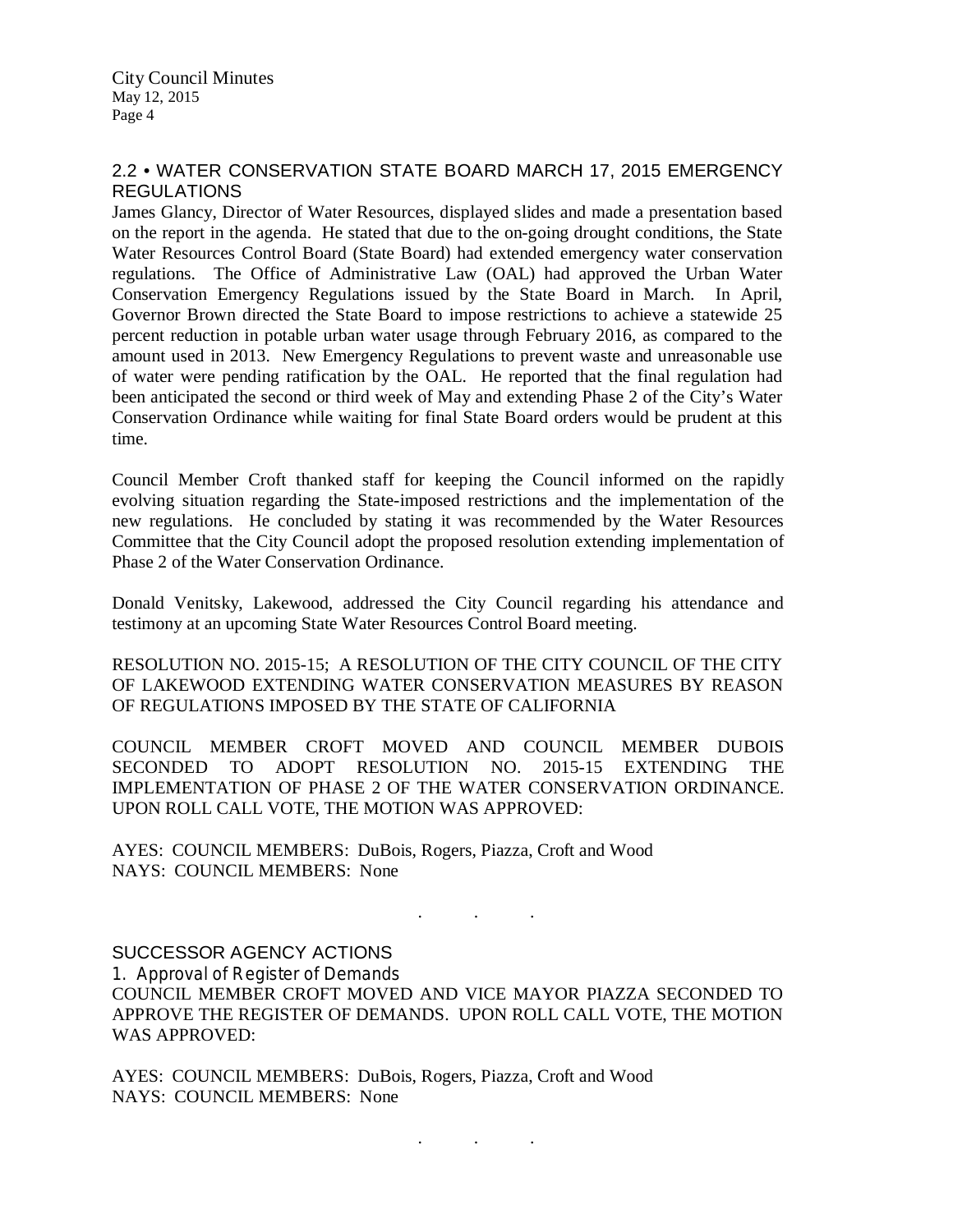## 2.2 • WATER CONSERVATION STATE BOARD MARCH 17, 2015 EMERGENCY REGULATIONS

James Glancy, Director of Water Resources, displayed slides and made a presentation based on the report in the agenda. He stated that due to the on-going drought conditions, the State Water Resources Control Board (State Board) had extended emergency water conservation regulations. The Office of Administrative Law (OAL) had approved the Urban Water Conservation Emergency Regulations issued by the State Board in March. In April, Governor Brown directed the State Board to impose restrictions to achieve a statewide 25 percent reduction in potable urban water usage through February 2016, as compared to the amount used in 2013. New Emergency Regulations to prevent waste and unreasonable use of water were pending ratification by the OAL. He reported that the final regulation had been anticipated the second or third week of May and extending Phase 2 of the City's Water Conservation Ordinance while waiting for final State Board orders would be prudent at this time.

Council Member Croft thanked staff for keeping the Council informed on the rapidly evolving situation regarding the State-imposed restrictions and the implementation of the new regulations. He concluded by stating it was recommended by the Water Resources Committee that the City Council adopt the proposed resolution extending implementation of Phase 2 of the Water Conservation Ordinance.

Donald Venitsky, Lakewood, addressed the City Council regarding his attendance and testimony at an upcoming State Water Resources Control Board meeting.

RESOLUTION NO. 2015-15; A RESOLUTION OF THE CITY COUNCIL OF THE CITY OF LAKEWOOD EXTENDING WATER CONSERVATION MEASURES BY REASON OF REGULATIONS IMPOSED BY THE STATE OF CALIFORNIA

COUNCIL MEMBER CROFT MOVED AND COUNCIL MEMBER DUBOIS SECONDED TO ADOPT RESOLUTION NO. 2015-15 EXTENDING THE IMPLEMENTATION OF PHASE 2 OF THE WATER CONSERVATION ORDINANCE. UPON ROLL CALL VOTE, THE MOTION WAS APPROVED:

AYES: COUNCIL MEMBERS: DuBois, Rogers, Piazza, Croft and Wood
NAYS: COUNCIL MEMBERS: None

. . .

## SUCCESSOR AGENCY ACTIONS

### 1. Approval of Register of Demands

COUNCIL MEMBER CROFT MOVED AND VICE MAYOR PIAZZA SECONDED TO APPROVE THE REGISTER OF DEMANDS. UPON ROLL CALL VOTE, THE MOTION WAS APPROVED:

AYES: COUNCIL MEMBERS: DuBois, Rogers, Piazza, Croft and Wood
NAYS: COUNCIL MEMBERS: None

. . .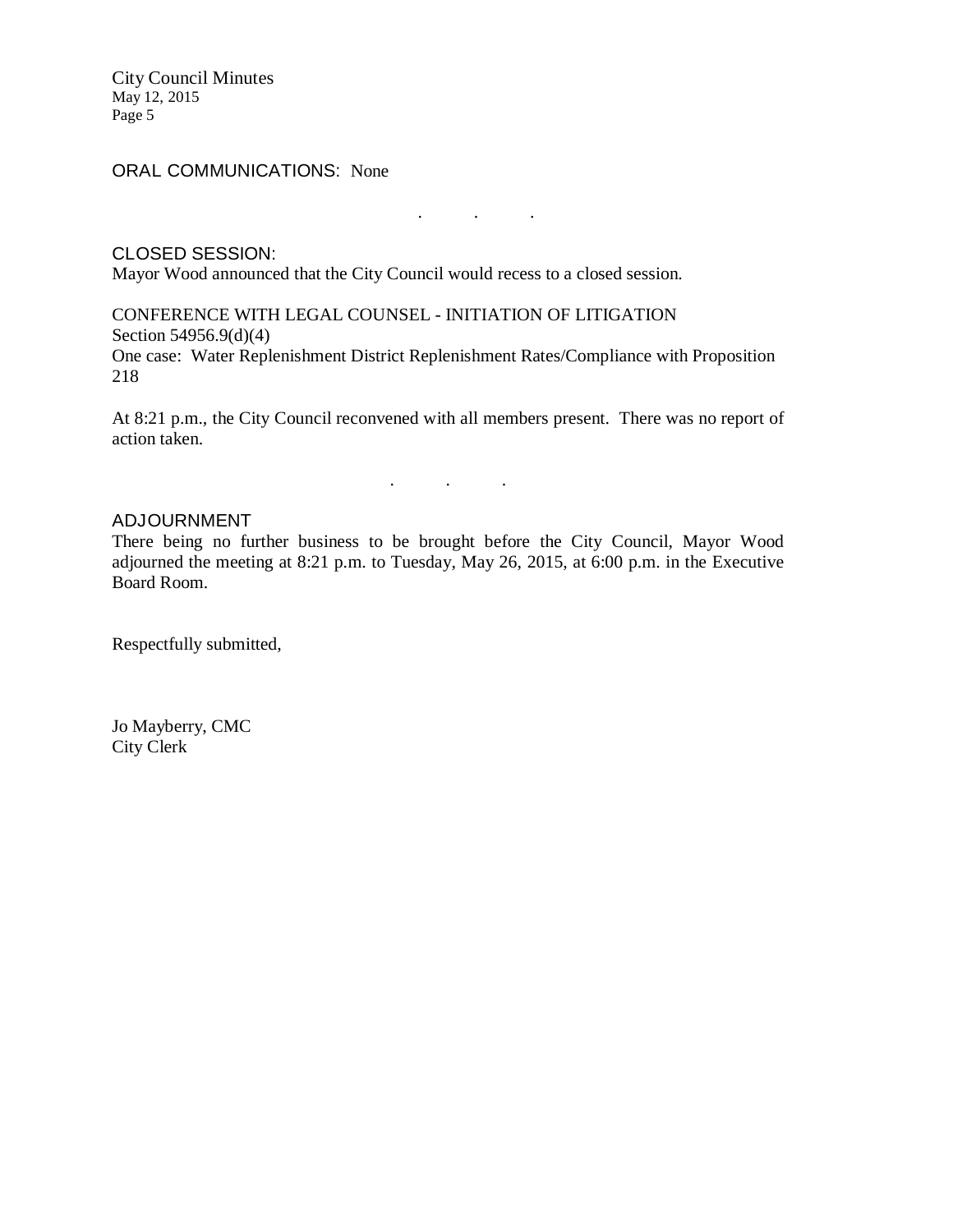ORAL COMMUNICATIONS: None

. . .

CLOSED SESSION:
Mayor Wood announced that the City Council would recess to a closed session.

CONFERENCE WITH LEGAL COUNSEL - INITIATION OF LITIGATION
Section 54956.9(d)(4)
One case: Water Replenishment District Replenishment Rates/Compliance with Proposition 218

At 8:21 p.m., the City Council reconvened with all members present. There was no report of action taken.

. . .

ADJOURNMENT
There being no further business to be brought before the City Council, Mayor Wood adjourned the meeting at 8:21 p.m. to Tuesday, May 26, 2015, at 6:00 p.m. in the Executive Board Room.

Respectfully submitted,

Jo Mayberry, CMC
City Clerk